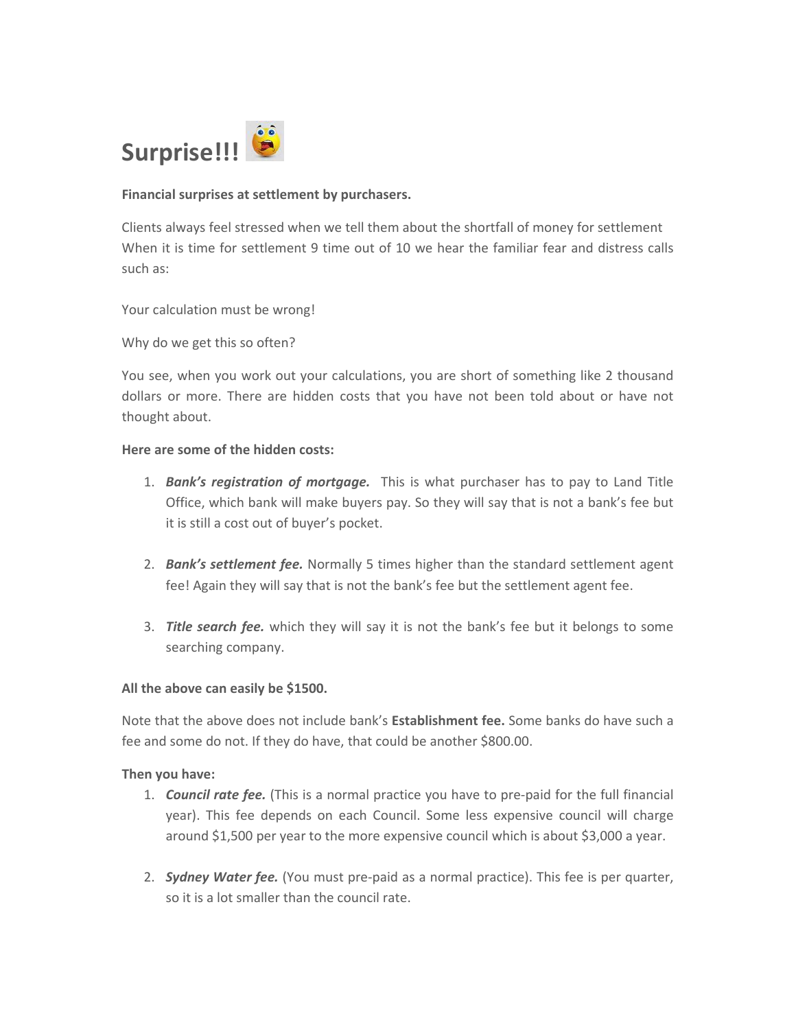# Surprise!!!

**Financial surprises at settlement by purchasers.**

Clients always feel stressed when we tell them about the shortfall of money for settlement When it is time for settlement 9 time out of 10 we hear the familiar fear and distress calls such as:

Your calculation must be wrong!

Why do we get this so often?

You see, when you work out your calculations, you are short of something like 2 thousand dollars or more. There are hidden costs that you have not been told about or have not thought about.

**Here are some of the hidden costs:**

1. ***Bank's registration of mortgage.*** This is what purchaser has to pay to Land Title Office, which bank will make buyers pay. So they will say that is not a bank's fee but it is still a cost out of buyer's pocket.

2. ***Bank's settlement fee.*** Normally 5 times higher than the standard settlement agent fee! Again they will say that is not the bank's fee but the settlement agent fee.

3. ***Title search fee.*** which they will say it is not the bank's fee but it belongs to some searching company.

**All the above can easily be $1500.**

Note that the above does not include bank's **Establishment fee.** Some banks do have such a fee and some do not. If they do have, that could be another $800.00.

**Then you have:**

1. ***Council rate fee.*** (This is a normal practice you have to pre-paid for the full financial year). This fee depends on each Council. Some less expensive council will charge around $1,500 per year to the more expensive council which is about $3,000 a year.

2. ***Sydney Water fee.*** (You must pre-paid as a normal practice). This fee is per quarter, so it is a lot smaller than the council rate.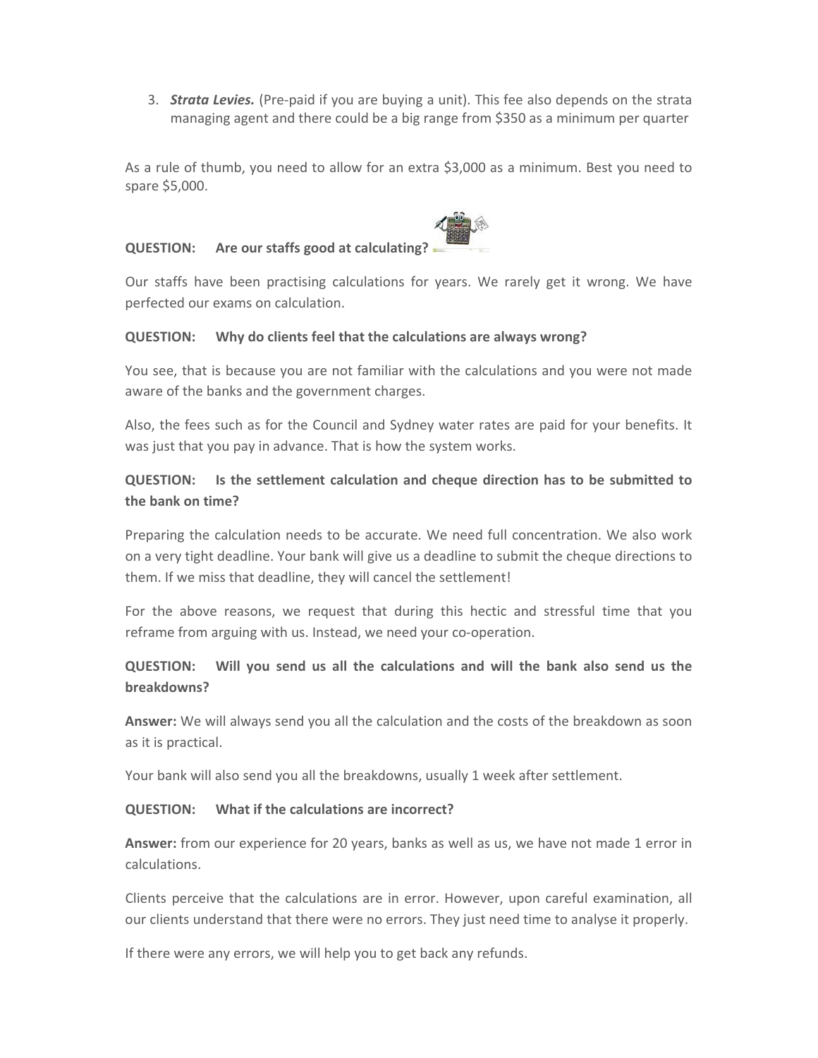3. ***Strata Levies.*** (Pre-paid if you are buying a unit). This fee also depends on the strata managing agent and there could be a big range from $350 as a minimum per quarter

As a rule of thumb, you need to allow for an extra $3,000 as a minimum. Best you need to spare $5,000.

**QUESTION: Are our staffs good at calculating?**

Our staffs have been practising calculations for years. We rarely get it wrong. We have perfected our exams on calculation.

**QUESTION: Why do clients feel that the calculations are always wrong?**

You see, that is because you are not familiar with the calculations and you were not made aware of the banks and the government charges.

Also, the fees such as for the Council and Sydney water rates are paid for your benefits. It was just that you pay in advance. That is how the system works.

**QUESTION: Is the settlement calculation and cheque direction has to be submitted to the bank on time?**

Preparing the calculation needs to be accurate. We need full concentration. We also work on a very tight deadline. Your bank will give us a deadline to submit the cheque directions to them. If we miss that deadline, they will cancel the settlement!

For the above reasons, we request that during this hectic and stressful time that you reframe from arguing with us. Instead, we need your co-operation.

**QUESTION: Will you send us all the calculations and will the bank also send us the breakdowns?**

**Answer:** We will always send you all the calculation and the costs of the breakdown as soon as it is practical.

Your bank will also send you all the breakdowns, usually 1 week after settlement.

**QUESTION: What if the calculations are incorrect?**

**Answer:** from our experience for 20 years, banks as well as us, we have not made 1 error in calculations.

Clients perceive that the calculations are in error. However, upon careful examination, all our clients understand that there were no errors. They just need time to analyse it properly.

If there were any errors, we will help you to get back any refunds.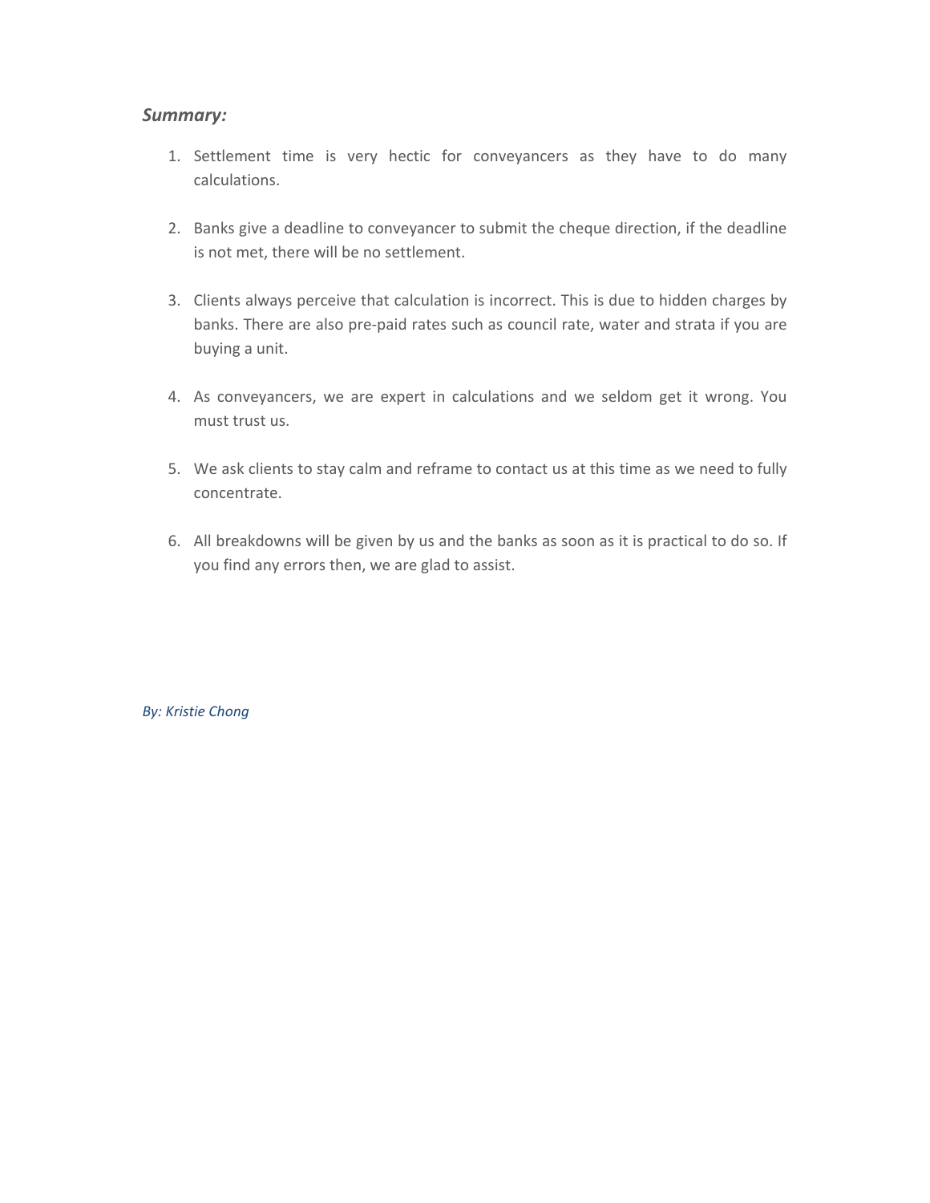***Summary:***

1. Settlement time is very hectic for conveyancers as they have to do many calculations.

2. Banks give a deadline to conveyancer to submit the cheque direction, if the deadline is not met, there will be no settlement.

3. Clients always perceive that calculation is incorrect. This is due to hidden charges by banks. There are also pre-paid rates such as council rate, water and strata if you are buying a unit.

4. As conveyancers, we are expert in calculations and we seldom get it wrong. You must trust us.

5. We ask clients to stay calm and reframe to contact us at this time as we need to fully concentrate.

6. All breakdowns will be given by us and the banks as soon as it is practical to do so. If you find any errors then, we are glad to assist.

*By: Kristie Chong*